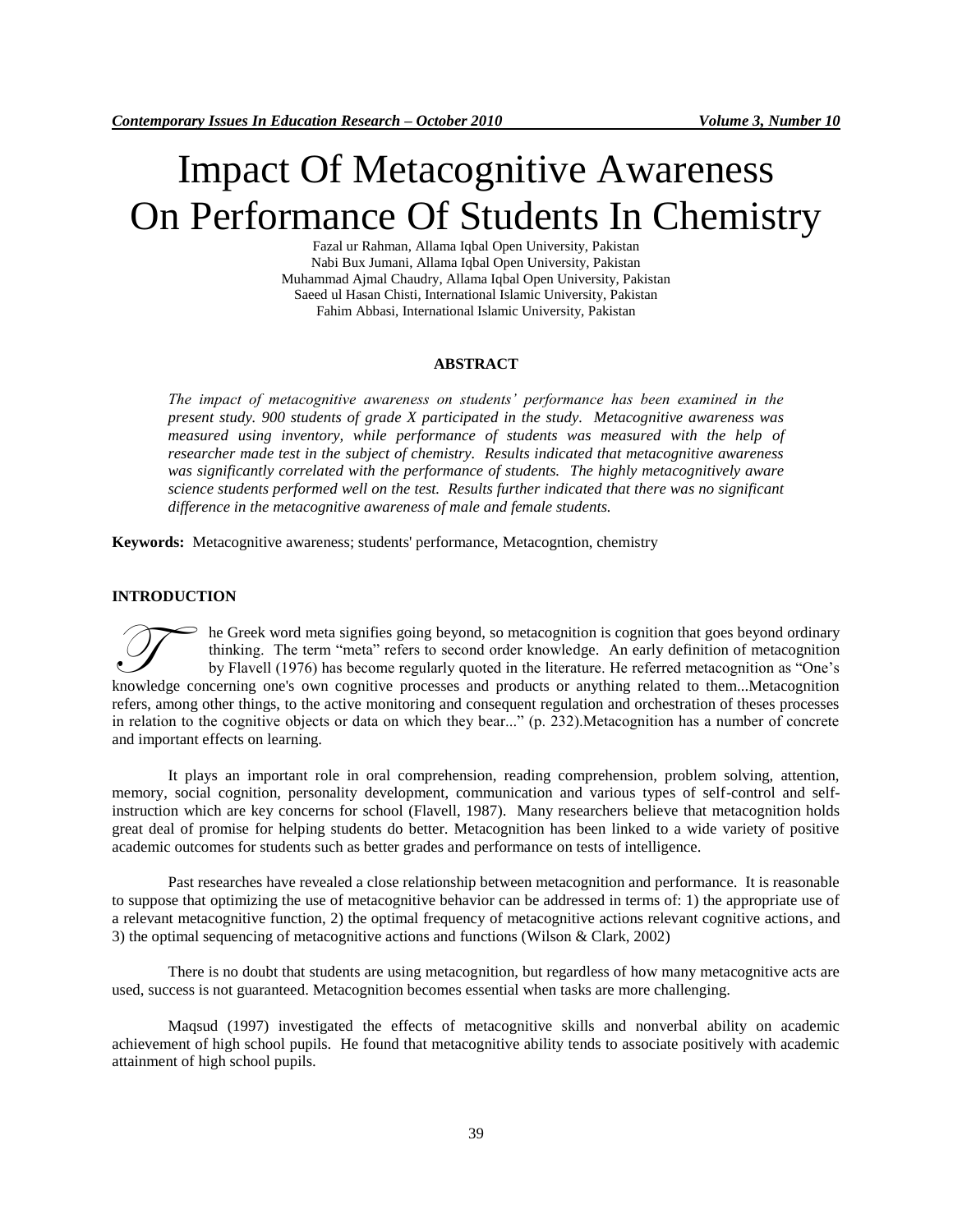# Impact Of Metacognitive Awareness On Performance Of Students In Chemistry

Fazal ur Rahman, Allama Iqbal Open University, Pakistan
Nabi Bux Jumani, Allama Iqbal Open University, Pakistan
Muhammad Ajmal Chaudry, Allama Iqbal Open University, Pakistan
Saeed ul Hasan Chisti, International Islamic University, Pakistan
Fahim Abbasi, International Islamic University, Pakistan

## ABSTRACT

*The impact of metacognitive awareness on students' performance has been examined in the present study. 900 students of grade X participated in the study. Metacognitive awareness was measured using inventory, while performance of students was measured with the help of researcher made test in the subject of chemistry. Results indicated that metacognitive awareness was significantly correlated with the performance of students. The highly metacognitively aware science students performed well on the test. Results further indicated that there was no significant difference in the metacognitive awareness of male and female students.*

**Keywords:** Metacognitive awareness; students' performance, Metacogntion, chemistry

## INTRODUCTION

The Greek word meta signifies going beyond, so metacognition is cognition that goes beyond ordinary thinking. The term "meta" refers to second order knowledge. An early definition of metacognition by Flavell (1976) has become regularly quoted in the literature. He referred metacognition as "One's knowledge concerning one's own cognitive processes and products or anything related to them...Metacognition refers, among other things, to the active monitoring and consequent regulation and orchestration of theses processes in relation to the cognitive objects or data on which they bear..." (p. 232).Metacognition has a number of concrete and important effects on learning.

It plays an important role in oral comprehension, reading comprehension, problem solving, attention, memory, social cognition, personality development, communication and various types of self-control and self-instruction which are key concerns for school (Flavell, 1987). Many researchers believe that metacognition holds great deal of promise for helping students do better. Metacognition has been linked to a wide variety of positive academic outcomes for students such as better grades and performance on tests of intelligence.

Past researches have revealed a close relationship between metacognition and performance. It is reasonable to suppose that optimizing the use of metacognitive behavior can be addressed in terms of: 1) the appropriate use of a relevant metacognitive function, 2) the optimal frequency of metacognitive actions relevant cognitive actions, and 3) the optimal sequencing of metacognitive actions and functions (Wilson & Clark, 2002)

There is no doubt that students are using metacognition, but regardless of how many metacognitive acts are used, success is not guaranteed. Metacognition becomes essential when tasks are more challenging.

Maqsud (1997) investigated the effects of metacognitive skills and nonverbal ability on academic achievement of high school pupils. He found that metacognitive ability tends to associate positively with academic attainment of high school pupils.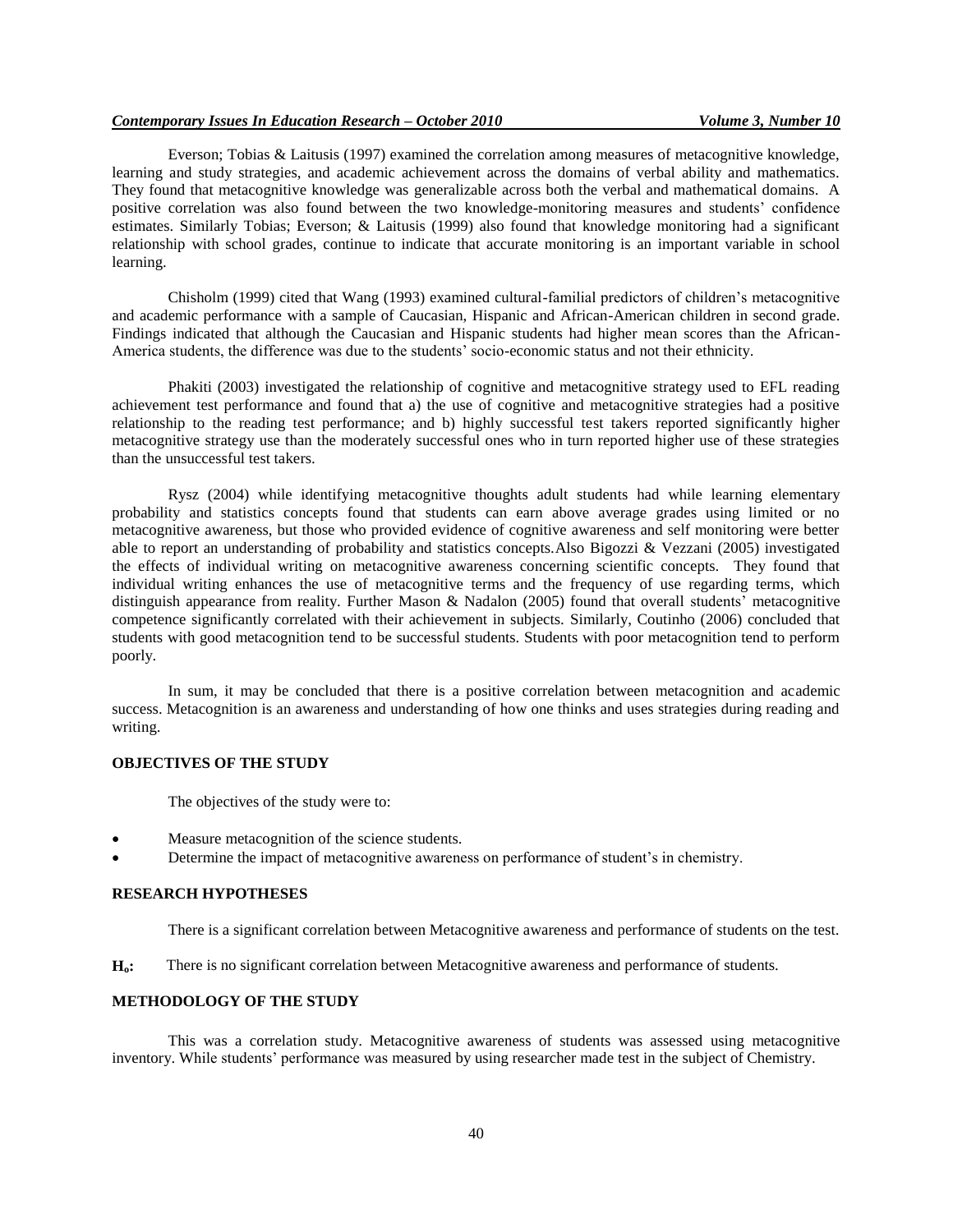Everson; Tobias & Laitusis (1997) examined the correlation among measures of metacognitive knowledge, learning and study strategies, and academic achievement across the domains of verbal ability and mathematics. They found that metacognitive knowledge was generalizable across both the verbal and mathematical domains. A positive correlation was also found between the two knowledge-monitoring measures and students' confidence estimates. Similarly Tobias; Everson; & Laitusis (1999) also found that knowledge monitoring had a significant relationship with school grades, continue to indicate that accurate monitoring is an important variable in school learning.

Chisholm (1999) cited that Wang (1993) examined cultural-familial predictors of children's metacognitive and academic performance with a sample of Caucasian, Hispanic and African-American children in second grade. Findings indicated that although the Caucasian and Hispanic students had higher mean scores than the African-America students, the difference was due to the students' socio-economic status and not their ethnicity.

Phakiti (2003) investigated the relationship of cognitive and metacognitive strategy used to EFL reading achievement test performance and found that a) the use of cognitive and metacognitive strategies had a positive relationship to the reading test performance; and b) highly successful test takers reported significantly higher metacognitive strategy use than the moderately successful ones who in turn reported higher use of these strategies than the unsuccessful test takers.

Rysz (2004) while identifying metacognitive thoughts adult students had while learning elementary probability and statistics concepts found that students can earn above average grades using limited or no metacognitive awareness, but those who provided evidence of cognitive awareness and self monitoring were better able to report an understanding of probability and statistics concepts.Also Bigozzi & Vezzani (2005) investigated the effects of individual writing on metacognitive awareness concerning scientific concepts. They found that individual writing enhances the use of metacognitive terms and the frequency of use regarding terms, which distinguish appearance from reality. Further Mason & Nadalon (2005) found that overall students' metacognitive competence significantly correlated with their achievement in subjects. Similarly, Coutinho (2006) concluded that students with good metacognition tend to be successful students. Students with poor metacognition tend to perform poorly.

In sum, it may be concluded that there is a positive correlation between metacognition and academic success. Metacognition is an awareness and understanding of how one thinks and uses strategies during reading and writing.

## OBJECTIVES OF THE STUDY

The objectives of the study were to:

- Measure metacognition of the science students.
- Determine the impact of metacognitive awareness on performance of student's in chemistry.

## RESEARCH HYPOTHESES

There is a significant correlation between Metacognitive awareness and performance of students on the test.

**$H_o$:** There is no significant correlation between Metacognitive awareness and performance of students.

## METHODOLOGY OF THE STUDY

This was a correlation study. Metacognitive awareness of students was assessed using metacognitive inventory. While students' performance was measured by using researcher made test in the subject of Chemistry.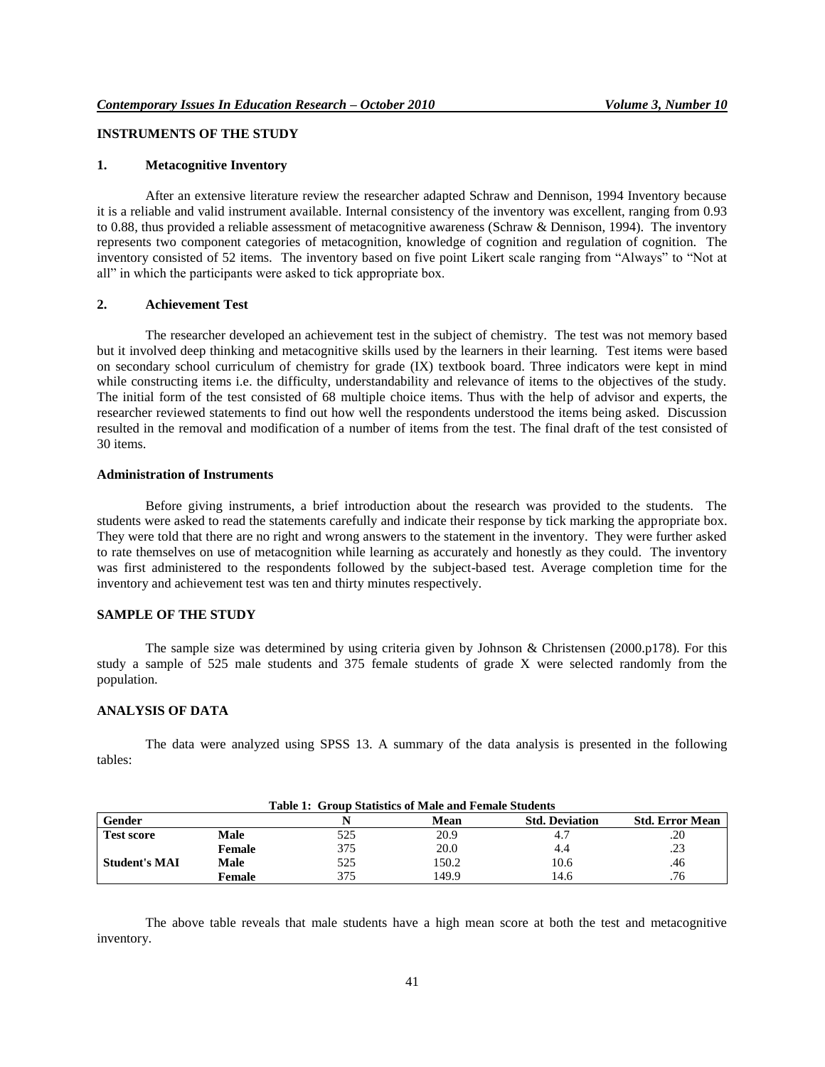## INSTRUMENTS OF THE STUDY

### 1. Metacognitive Inventory

After an extensive literature review the researcher adapted Schraw and Dennison, 1994 Inventory because it is a reliable and valid instrument available. Internal consistency of the inventory was excellent, ranging from 0.93 to 0.88, thus provided a reliable assessment of metacognitive awareness (Schraw & Dennison, 1994). The inventory represents two component categories of metacognition, knowledge of cognition and regulation of cognition. The inventory consisted of 52 items. The inventory based on five point Likert scale ranging from "Always" to "Not at all" in which the participants were asked to tick appropriate box.

### 2. Achievement Test

The researcher developed an achievement test in the subject of chemistry. The test was not memory based but it involved deep thinking and metacognitive skills used by the learners in their learning. Test items were based on secondary school curriculum of chemistry for grade (IX) textbook board. Three indicators were kept in mind while constructing items i.e. the difficulty, understandability and relevance of items to the objectives of the study. The initial form of the test consisted of 68 multiple choice items. Thus with the help of advisor and experts, the researcher reviewed statements to find out how well the respondents understood the items being asked. Discussion resulted in the removal and modification of a number of items from the test. The final draft of the test consisted of 30 items.

### Administration of Instruments

Before giving instruments, a brief introduction about the research was provided to the students. The students were asked to read the statements carefully and indicate their response by tick marking the appropriate box. They were told that there are no right and wrong answers to the statement in the inventory. They were further asked to rate themselves on use of metacognition while learning as accurately and honestly as they could. The inventory was first administered to the respondents followed by the subject-based test. Average completion time for the inventory and achievement test was ten and thirty minutes respectively.

## SAMPLE OF THE STUDY

The sample size was determined by using criteria given by Johnson & Christensen (2000.p178). For this study a sample of 525 male students and 375 female students of grade X were selected randomly from the population.

## ANALYSIS OF DATA

The data were analyzed using SPSS 13. A summary of the data analysis is presented in the following tables:

**Table 1: Group Statistics of Male and Female Students**

| Gender | | N | Mean | Std. Deviation | Std. Error Mean |
|---|---|---|---|---|---|
| **Test score** | **Male** | 525 | 20.9 | 4.7 | .20 |
| | **Female** | 375 | 20.0 | 4.4 | .23 |
| **Student's MAI** | **Male** | 525 | 150.2 | 10.6 | .46 |
| | **Female** | 375 | 149.9 | 14.6 | .76 |

The above table reveals that male students have a high mean score at both the test and metacognitive inventory.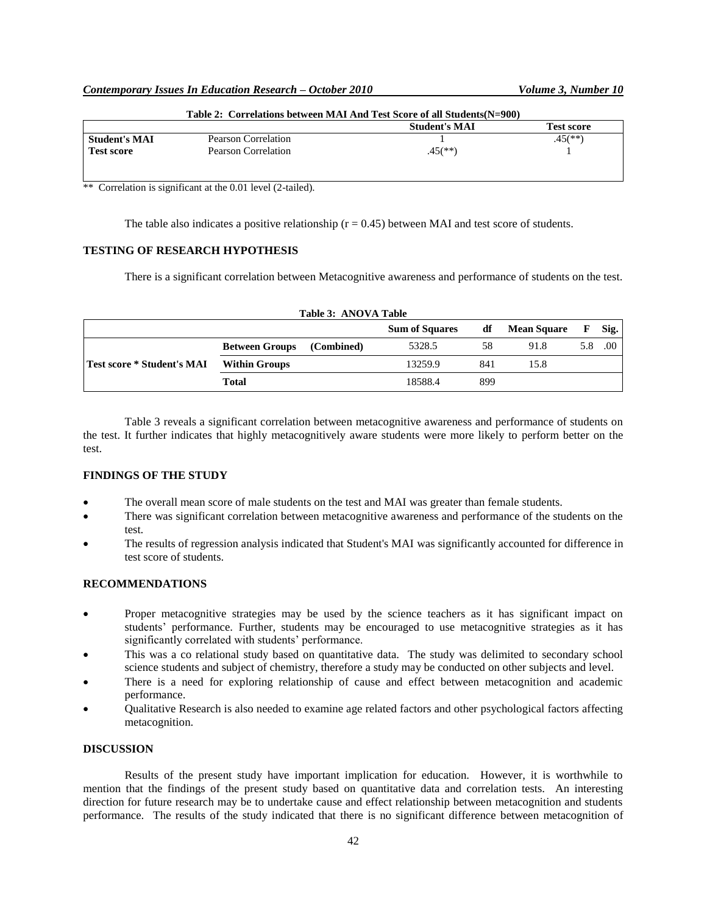**Table 2: Correlations between MAI And Test Score of all Students(N=900)**

| | | Student's MAI | Test score |
|---|---|---|---|
| **Student's MAI** | Pearson Correlation | 1 | .45(**) |
| **Test score** | Pearson Correlation | .45(**) | 1 |

** Correlation is significant at the 0.01 level (2-tailed).

The table also indicates a positive relationship (r = 0.45) between MAI and test score of students.

### TESTING OF RESEARCH HYPOTHESIS

There is a significant correlation between Metacognitive awareness and performance of students on the test.

**Table 3: ANOVA Table**

| | | | Sum of Squares | df | Mean Square | F | Sig. |
|---|---|---|---|---|---|---|---|
| **Test score * Student's MAI** | **Between Groups** | **(Combined)** | 5328.5 | 58 | 91.8 | 5.8 | .00 |
| | **Within Groups** | | 13259.9 | 841 | 15.8 | | |
| | **Total** | | 18588.4 | 899 | | | |

Table 3 reveals a significant correlation between metacognitive awareness and performance of students on the test. It further indicates that highly metacognitively aware students were more likely to perform better on the test.

### FINDINGS OF THE STUDY

- The overall mean score of male students on the test and MAI was greater than female students.
- There was significant correlation between metacognitive awareness and performance of the students on the test.
- The results of regression analysis indicated that Student's MAI was significantly accounted for difference in test score of students.

### RECOMMENDATIONS

- Proper metacognitive strategies may be used by the science teachers as it has significant impact on students' performance. Further, students may be encouraged to use metacognitive strategies as it has significantly correlated with students' performance.
- This was a co relational study based on quantitative data. The study was delimited to secondary school science students and subject of chemistry, therefore a study may be conducted on other subjects and level.
- There is a need for exploring relationship of cause and effect between metacognition and academic performance.
- Qualitative Research is also needed to examine age related factors and other psychological factors affecting metacognition.

### DISCUSSION

Results of the present study have important implication for education. However, it is worthwhile to mention that the findings of the present study based on quantitative data and correlation tests. An interesting direction for future research may be to undertake cause and effect relationship between metacognition and students performance. The results of the study indicated that there is no significant difference between metacognition of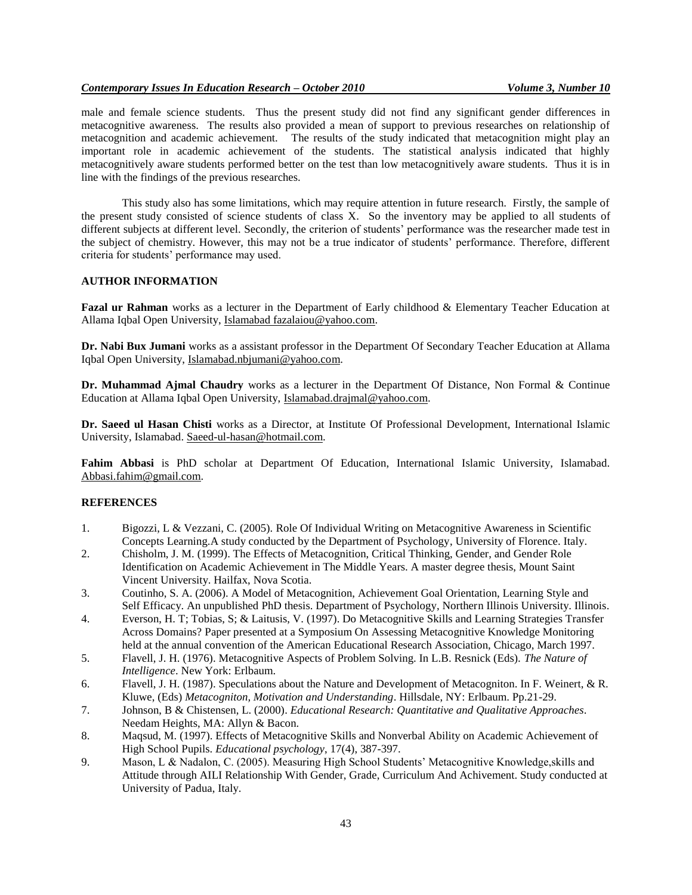male and female science students. Thus the present study did not find any significant gender differences in metacognitive awareness. The results also provided a mean of support to previous researches on relationship of metacognition and academic achievement. The results of the study indicated that metacognition might play an important role in academic achievement of the students. The statistical analysis indicated that highly metacognitively aware students performed better on the test than low metacognitively aware students. Thus it is in line with the findings of the previous researches.

This study also has some limitations, which may require attention in future research. Firstly, the sample of the present study consisted of science students of class X. So the inventory may be applied to all students of different subjects at different level. Secondly, the criterion of students' performance was the researcher made test in the subject of chemistry. However, this may not be a true indicator of students' performance. Therefore, different criteria for students' performance may used.

## AUTHOR INFORMATION

**Fazal ur Rahman** works as a lecturer in the Department of Early childhood & Elementary Teacher Education at Allama Iqbal Open University, Islamabad fazalaiou@yahoo.com.

**Dr. Nabi Bux Jumani** works as a assistant professor in the Department Of Secondary Teacher Education at Allama Iqbal Open University, Islamabad.nbjumani@yahoo.com.

**Dr. Muhammad Ajmal Chaudry** works as a lecturer in the Department Of Distance, Non Formal & Continue Education at Allama Iqbal Open University, Islamabad.drajmal@yahoo.com.

**Dr. Saeed ul Hasan Chisti** works as a Director, at Institute Of Professional Development, International Islamic University, Islamabad. Saeed-ul-hasan@hotmail.com.

**Fahim Abbasi** is PhD scholar at Department Of Education, International Islamic University, Islamabad. Abbasi.fahim@gmail.com.

## REFERENCES

1. Bigozzi, L & Vezzani, C. (2005). Role Of Individual Writing on Metacognitive Awareness in Scientific Concepts Learning.A study conducted by the Department of Psychology, University of Florence. Italy.
2. Chisholm, J. M. (1999). The Effects of Metacognition, Critical Thinking, Gender, and Gender Role Identification on Academic Achievement in The Middle Years. A master degree thesis, Mount Saint Vincent University. Hailfax, Nova Scotia.
3. Coutinho, S. A. (2006). A Model of Metacognition, Achievement Goal Orientation, Learning Style and Self Efficacy. An unpublished PhD thesis. Department of Psychology, Northern Illinois University. Illinois.
4. Everson, H. T; Tobias, S; & Laitusis, V. (1997). Do Metacognitive Skills and Learning Strategies Transfer Across Domains? Paper presented at a Symposium On Assessing Metacognitive Knowledge Monitoring held at the annual convention of the American Educational Research Association, Chicago, March 1997.
5. Flavell, J. H. (1976). Metacognitive Aspects of Problem Solving. In L.B. Resnick (Eds). *The Nature of Intelligence*. New York: Erlbaum.
6. Flavell, J. H. (1987). Speculations about the Nature and Development of Metacogniton. In F. Weinert, & R. Kluwe, (Eds) *Metacogniton, Motivation and Understanding*. Hillsdale, NY: Erlbaum. Pp.21-29.
7. Johnson, B & Chistensen, L. (2000). *Educational Research: Quantitative and Qualitative Approaches*. Needam Heights, MA: Allyn & Bacon.
8. Maqsud, M. (1997). Effects of Metacognitive Skills and Nonverbal Ability on Academic Achievement of High School Pupils. *Educational psychology*, 17(4), 387-397.
9. Mason, L & Nadalon, C. (2005). Measuring High School Students' Metacognitive Knowledge,skills and Attitude through AILI Relationship With Gender, Grade, Curriculum And Achivement. Study conducted at University of Padua, Italy.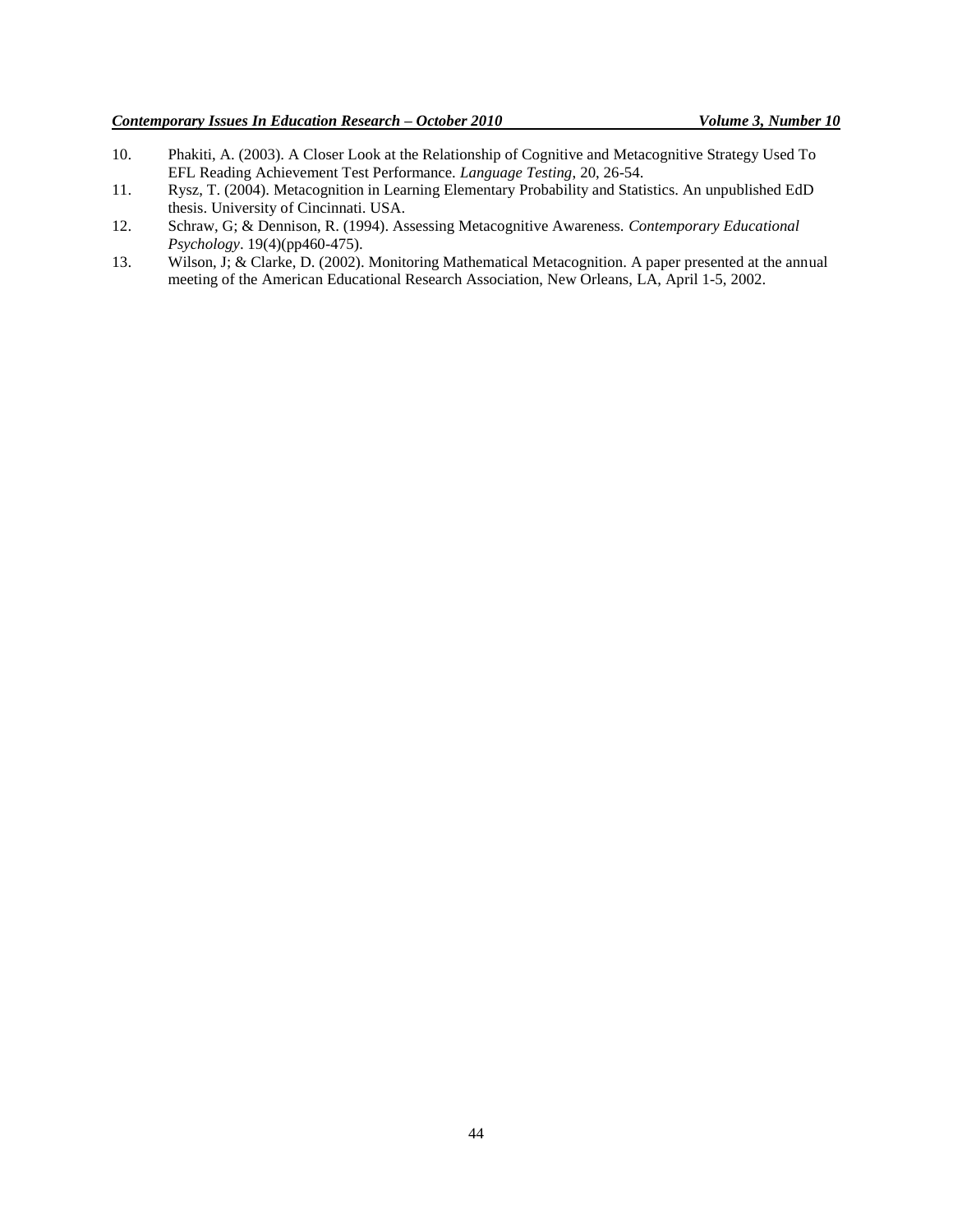10. Phakiti, A. (2003). A Closer Look at the Relationship of Cognitive and Metacognitive Strategy Used To EFL Reading Achievement Test Performance. *Language Testing*, 20, 26-54.
11. Rysz, T. (2004). Metacognition in Learning Elementary Probability and Statistics. An unpublished EdD thesis. University of Cincinnati. USA.
12. Schraw, G; & Dennison, R. (1994). Assessing Metacognitive Awareness. *Contemporary Educational Psychology*. 19(4)(pp460-475).
13. Wilson, J; & Clarke, D. (2002). Monitoring Mathematical Metacognition. A paper presented at the annual meeting of the American Educational Research Association, New Orleans, LA, April 1-5, 2002.